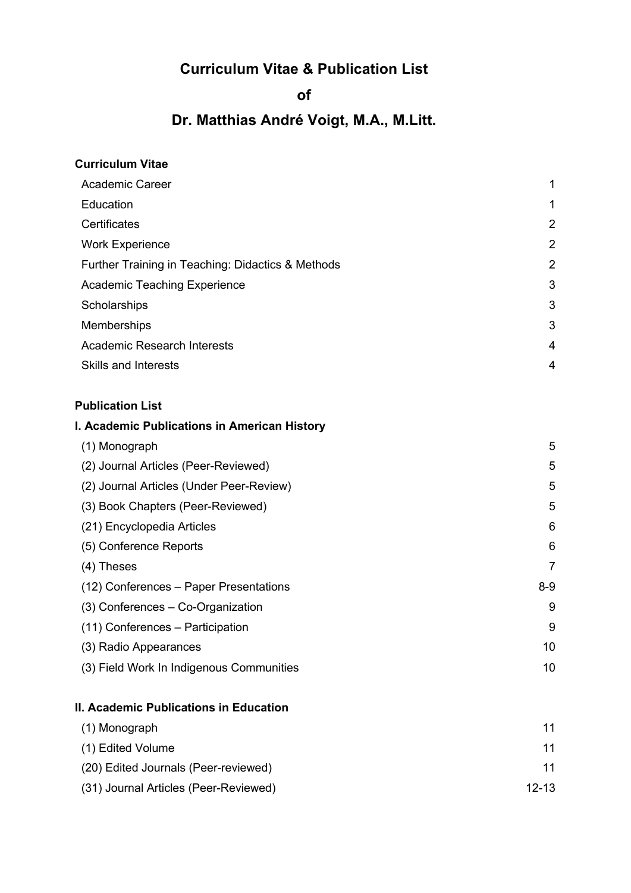# Curriculum Vitae & Publication List

# of

# Dr. Matthias André Voigt, M.A., M.Litt.

**Curriculum Vitae**

| | |
|---|---|
| Academic Career | 1 |
| Education | 1 |
| Certificates | 2 |
| Work Experience | 2 |
| Further Training in Teaching: Didactics & Methods | 2 |
| Academic Teaching Experience | 3 |
| Scholarships | 3 |
| Memberships | 3 |
| Academic Research Interests | 4 |
| Skills and Interests | 4 |

**Publication List**

**I. Academic Publications in American History**

| | |
|---|---|
| (1) Monograph | 5 |
| (2) Journal Articles (Peer-Reviewed) | 5 |
| (2) Journal Articles (Under Peer-Review) | 5 |
| (3) Book Chapters (Peer-Reviewed) | 5 |
| (21) Encyclopedia Articles | 6 |
| (5) Conference Reports | 6 |
| (4) Theses | 7 |
| (12) Conferences – Paper Presentations | 8-9 |
| (3) Conferences – Co-Organization | 9 |
| (11) Conferences – Participation | 9 |
| (3) Radio Appearances | 10 |
| (3) Field Work In Indigenous Communities | 10 |

**II. Academic Publications in Education**

| | |
|---|---|
| (1) Monograph | 11 |
| (1) Edited Volume | 11 |
| (20) Edited Journals (Peer-reviewed) | 11 |
| (31) Journal Articles (Peer-Reviewed) | 12-13 |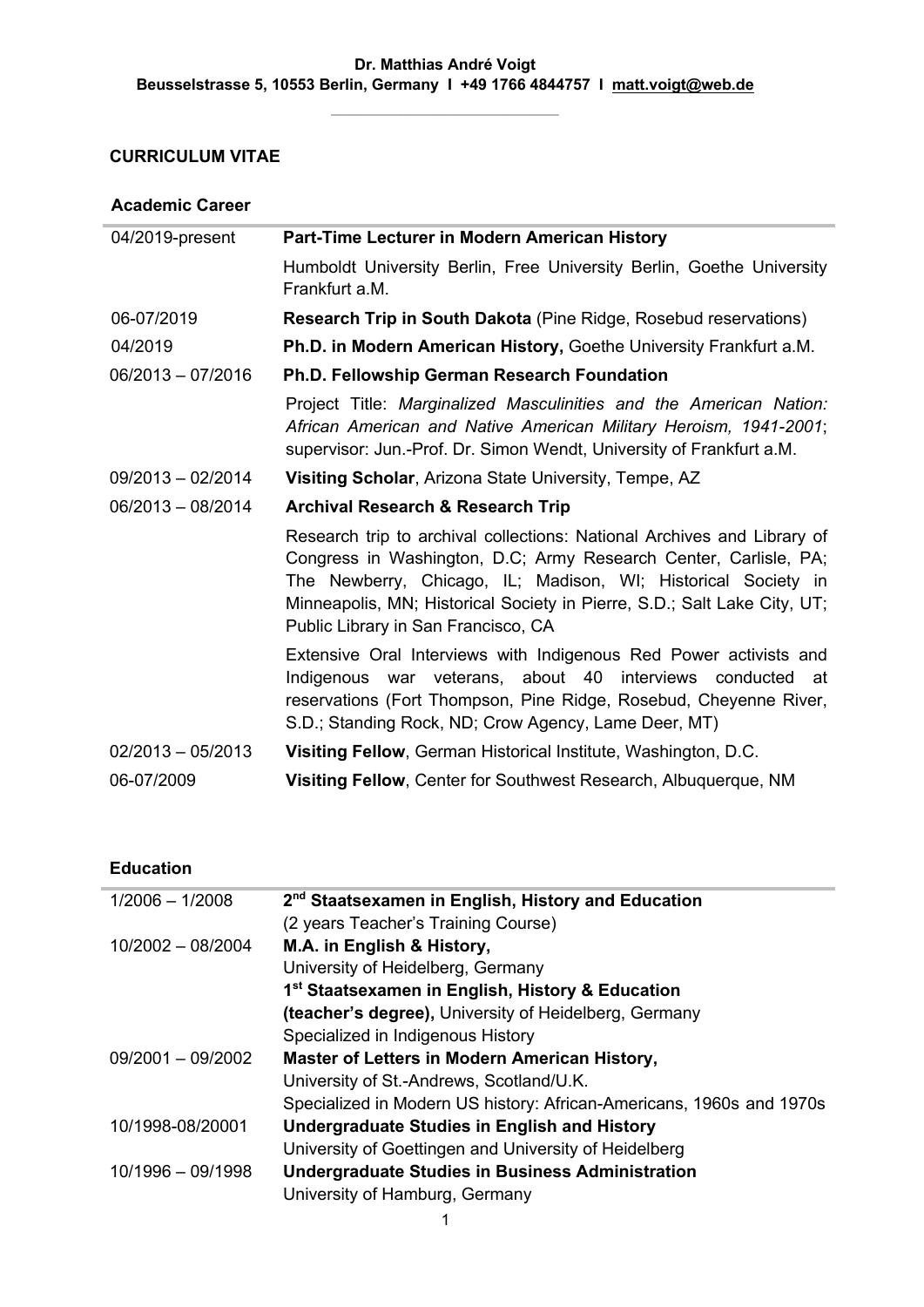**Dr. Matthias André Voigt**
**Beusselstrasse 5, 10553 Berlin, Germany I +49 1766 4844757 I matt.voigt@web.de**

## CURRICULUM VITAE

### Academic Career

| | |
|---|---|
| 04/2019-present | **Part-Time Lecturer in Modern American History** |
| | Humboldt University Berlin, Free University Berlin, Goethe University Frankfurt a.M. |
| 06-07/2019 | **Research Trip in South Dakota** (Pine Ridge, Rosebud reservations) |
| 04/2019 | **Ph.D. in Modern American History,** Goethe University Frankfurt a.M. |
| 06/2013 – 07/2016 | **Ph.D. Fellowship German Research Foundation** |
| | Project Title: *Marginalized Masculinities and the American Nation: African American and Native American Military Heroism, 1941-2001*; supervisor: Jun.-Prof. Dr. Simon Wendt, University of Frankfurt a.M. |
| 09/2013 – 02/2014 | **Visiting Scholar**, Arizona State University, Tempe, AZ |
| 06/2013 – 08/2014 | **Archival Research & Research Trip** |
| | Research trip to archival collections: National Archives and Library of Congress in Washington, D.C; Army Research Center, Carlisle, PA; The Newberry, Chicago, IL; Madison, WI; Historical Society in Minneapolis, MN; Historical Society in Pierre, S.D.; Salt Lake City, UT; Public Library in San Francisco, CA |
| | Extensive Oral Interviews with Indigenous Red Power activists and Indigenous war veterans, about 40 interviews conducted at reservations (Fort Thompson, Pine Ridge, Rosebud, Cheyenne River, S.D.; Standing Rock, ND; Crow Agency, Lame Deer, MT) |
| 02/2013 – 05/2013 | **Visiting Fellow**, German Historical Institute, Washington, D.C. |
| 06-07/2009 | **Visiting Fellow**, Center for Southwest Research, Albuquerque, NM |

### Education

| | |
|---|---|
| 1/2006 – 1/2008 | **2nd Staatsexamen in English, History and Education** (2 years Teacher's Training Course) |
| 10/2002 – 08/2004 | **M.A. in English & History,** University of Heidelberg, Germany **1st Staatsexamen in English, History & Education (teacher's degree),** University of Heidelberg, Germany Specialized in Indigenous History |
| 09/2001 – 09/2002 | **Master of Letters in Modern American History,** University of St.-Andrews, Scotland/U.K. Specialized in Modern US history: African-Americans, 1960s and 1970s |
| 10/1998-08/20001 | **Undergraduate Studies in English and History** University of Goettingen and University of Heidelberg |
| 10/1996 – 09/1998 | **Undergraduate Studies in Business Administration** University of Hamburg, Germany |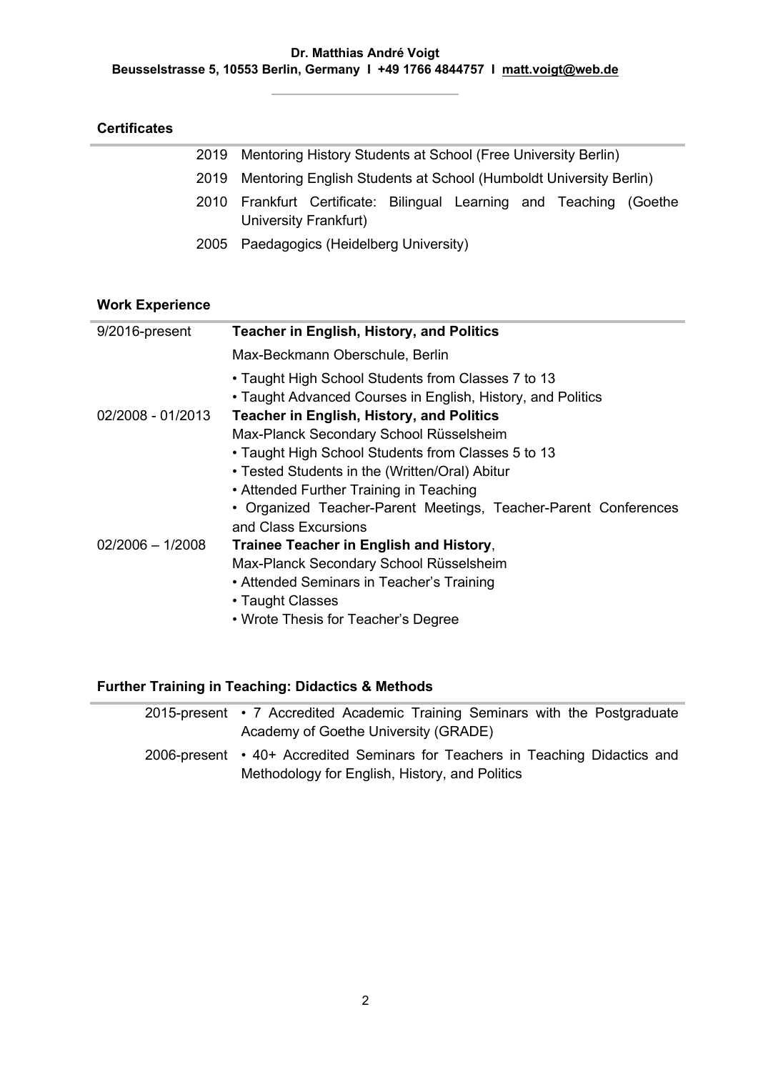**Dr. Matthias André Voigt**
**Beusselstrasse 5, 10553 Berlin, Germany I +49 1766 4844757 I matt.voigt@web.de**

## Certificates

| | |
|---|---|
| 2019 | Mentoring History Students at School (Free University Berlin) |
| 2019 | Mentoring English Students at School (Humboldt University Berlin) |
| 2010 | Frankfurt Certificate: Bilingual Learning and Teaching (Goethe University Frankfurt) |
| 2005 | Paedagogics (Heidelberg University) |

## Work Experience

**9/2016-present** — **Teacher in English, History, and Politics**

Max-Beckmann Oberschule, Berlin

- Taught High School Students from Classes 7 to 13
- Taught Advanced Courses in English, History, and Politics

**02/2008 - 01/2013** — **Teacher in English, History, and Politics**

Max-Planck Secondary School Rüsselsheim

- Taught High School Students from Classes 5 to 13
- Tested Students in the (Written/Oral) Abitur
- Attended Further Training in Teaching
- Organized Teacher-Parent Meetings, Teacher-Parent Conferences and Class Excursions

**02/2006 – 1/2008** — **Trainee Teacher in English and History**,

Max-Planck Secondary School Rüsselsheim

- Attended Seminars in Teacher's Training
- Taught Classes
- Wrote Thesis for Teacher's Degree

## Further Training in Teaching: Didactics & Methods

| | |
|---|---|
| 2015-present | • 7 Accredited Academic Training Seminars with the Postgraduate Academy of Goethe University (GRADE) |
| 2006-present | • 40+ Accredited Seminars for Teachers in Teaching Didactics and Methodology for English, History, and Politics |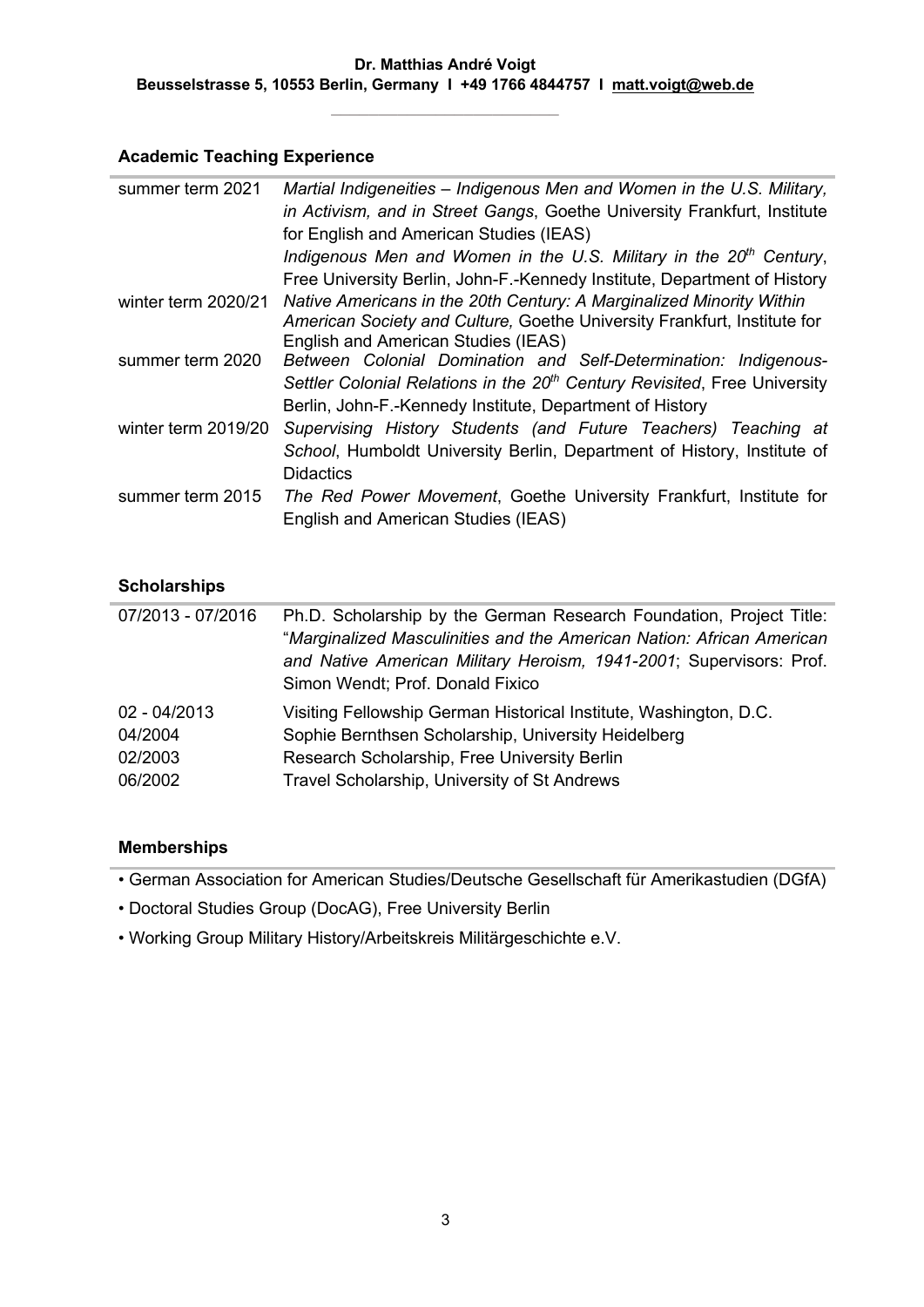**Dr. Matthias André Voigt**
**Beusselstrasse 5, 10553 Berlin, Germany I +49 1766 4844757 I matt.voigt@web.de**

## Academic Teaching Experience

| | |
|---|---|
| summer term 2021 | *Martial Indigeneities – Indigenous Men and Women in the U.S. Military, in Activism, and in Street Gangs*, Goethe University Frankfurt, Institute for English and American Studies (IEAS) |
| | *Indigenous Men and Women in the U.S. Military in the 20th Century*, Free University Berlin, John-F.-Kennedy Institute, Department of History |
| winter term 2020/21 | *Native Americans in the 20th Century: A Marginalized Minority Within American Society and Culture,* Goethe University Frankfurt, Institute for English and American Studies (IEAS) |
| summer term 2020 | *Between Colonial Domination and Self-Determination: Indigenous-Settler Colonial Relations in the 20th Century Revisited*, Free University Berlin, John-F.-Kennedy Institute, Department of History |
| winter term 2019/20 | *Supervising History Students (and Future Teachers) Teaching at School*, Humboldt University Berlin, Department of History, Institute of Didactics |
| summer term 2015 | *The Red Power Movement*, Goethe University Frankfurt, Institute for English and American Studies (IEAS) |

## Scholarships

| | |
|---|---|
| 07/2013 - 07/2016 | Ph.D. Scholarship by the German Research Foundation, Project Title: "*Marginalized Masculinities and the American Nation: African American and Native American Military Heroism, 1941-2001*; Supervisors: Prof. Simon Wendt; Prof. Donald Fixico |
| 02 - 04/2013 | Visiting Fellowship German Historical Institute, Washington, D.C. |
| 04/2004 | Sophie Bernthsen Scholarship, University Heidelberg |
| 02/2003 | Research Scholarship, Free University Berlin |
| 06/2002 | Travel Scholarship, University of St Andrews |

## Memberships

- German Association for American Studies/Deutsche Gesellschaft für Amerikastudien (DGfA)
- Doctoral Studies Group (DocAG), Free University Berlin
- Working Group Military History/Arbeitskreis Militärgeschichte e.V.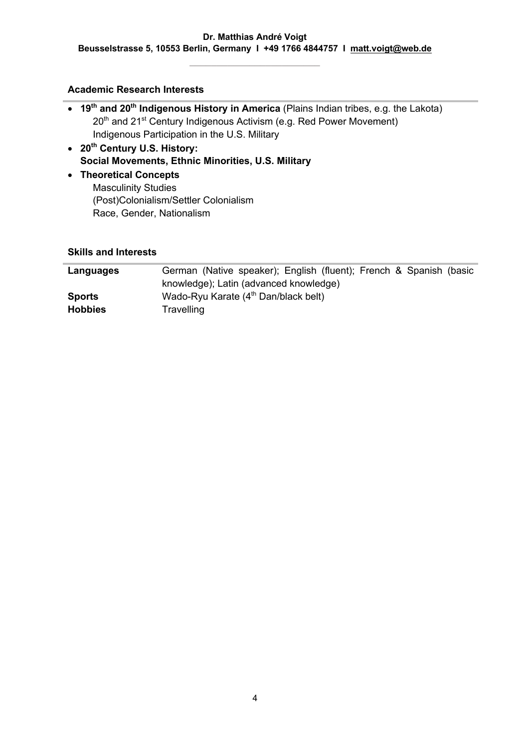### Academic Research Interests

- **19th and 20th Indigenous History in America** (Plains Indian tribes, e.g. the Lakota)
  20th and 21st Century Indigenous Activism (e.g. Red Power Movement)
  Indigenous Participation in the U.S. Military
- **20th Century U.S. History:**
  **Social Movements, Ethnic Minorities, U.S. Military**
- **Theoretical Concepts**
  Masculinity Studies
  (Post)Colonialism/Settler Colonialism
  Race, Gender, Nationalism

### Skills and Interests

| | |
|---|---|
| **Languages** | German (Native speaker); English (fluent); French & Spanish (basic knowledge); Latin (advanced knowledge) |
| **Sports** | Wado-Ryu Karate (4th Dan/black belt) |
| **Hobbies** | Travelling |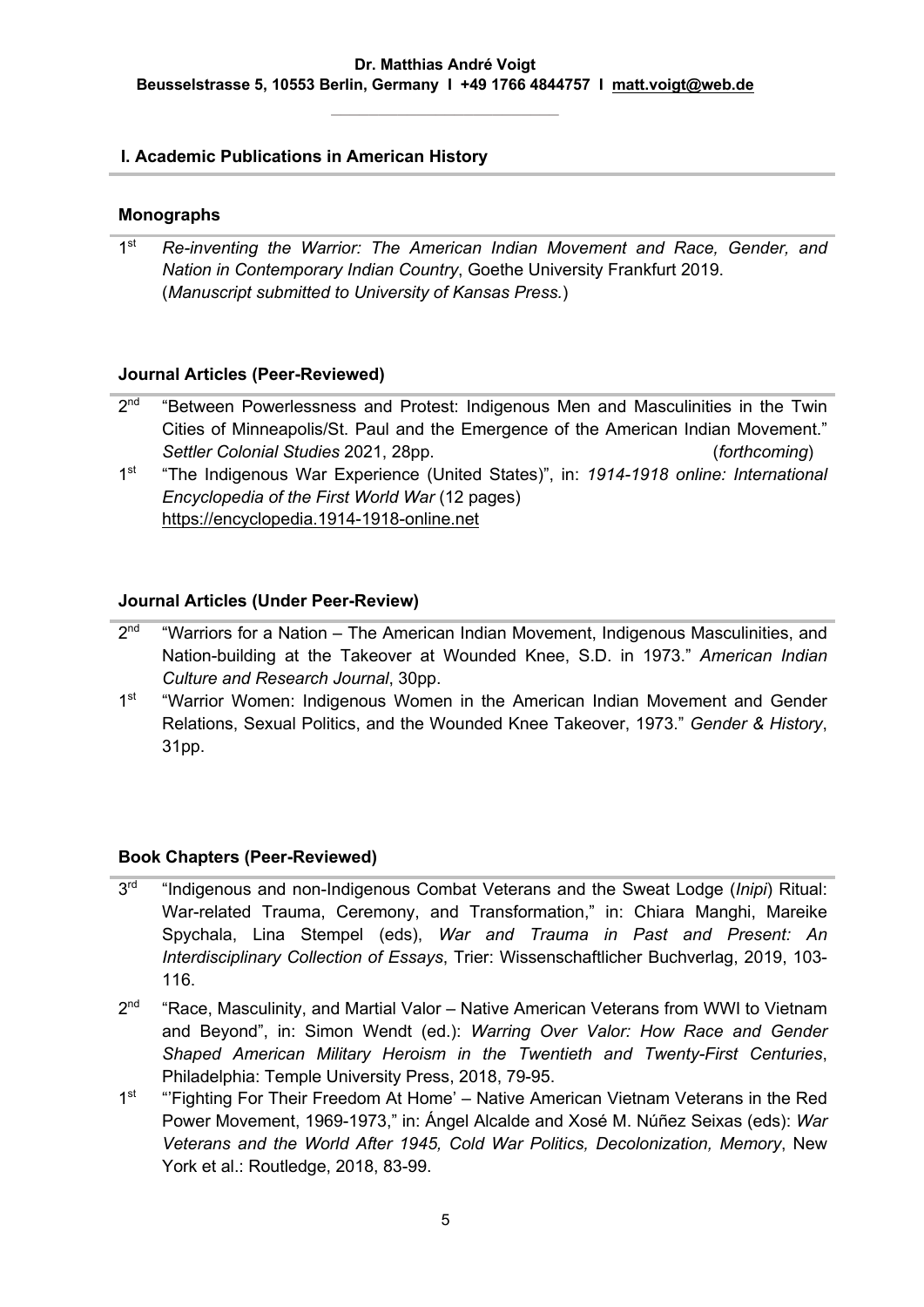**Dr. Matthias André Voigt**
**Beusselstrasse 5, 10553 Berlin, Germany I +49 1766 4844757 I matt.voigt@web.de**

## I. Academic Publications in American History

### Monographs

1st *Re-inventing the Warrior: The American Indian Movement and Race, Gender, and Nation in Contemporary Indian Country*, Goethe University Frankfurt 2019. (*Manuscript submitted to University of Kansas Press.*)

### Journal Articles (Peer-Reviewed)

2nd "Between Powerlessness and Protest: Indigenous Men and Masculinities in the Twin Cities of Minneapolis/St. Paul and the Emergence of the American Indian Movement." *Settler Colonial Studies* 2021, 28pp. (*forthcoming*)

1st "The Indigenous War Experience (United States)", in: *1914-1918 online: International Encyclopedia of the First World War* (12 pages) https://encyclopedia.1914-1918-online.net

### Journal Articles (Under Peer-Review)

2nd "Warriors for a Nation – The American Indian Movement, Indigenous Masculinities, and Nation-building at the Takeover at Wounded Knee, S.D. in 1973." *American Indian Culture and Research Journal*, 30pp.

1st "Warrior Women: Indigenous Women in the American Indian Movement and Gender Relations, Sexual Politics, and the Wounded Knee Takeover, 1973." *Gender & History*, 31pp.

### Book Chapters (Peer-Reviewed)

3rd "Indigenous and non-Indigenous Combat Veterans and the Sweat Lodge (*Inipi*) Ritual: War-related Trauma, Ceremony, and Transformation," in: Chiara Manghi, Mareike Spychala, Lina Stempel (eds), *War and Trauma in Past and Present: An Interdisciplinary Collection of Essays*, Trier: Wissenschaftlicher Buchverlag, 2019, 103-116.

2nd "Race, Masculinity, and Martial Valor – Native American Veterans from WWI to Vietnam and Beyond", in: Simon Wendt (ed.): *Warring Over Valor: How Race and Gender Shaped American Military Heroism in the Twentieth and Twenty-First Centuries*, Philadelphia: Temple University Press, 2018, 79-95.

1st "'Fighting For Their Freedom At Home' – Native American Vietnam Veterans in the Red Power Movement, 1969-1973," in: Ángel Alcalde and Xosé M. Núñez Seixas (eds): *War Veterans and the World After 1945, Cold War Politics, Decolonization, Memory*, New York et al.: Routledge, 2018, 83-99.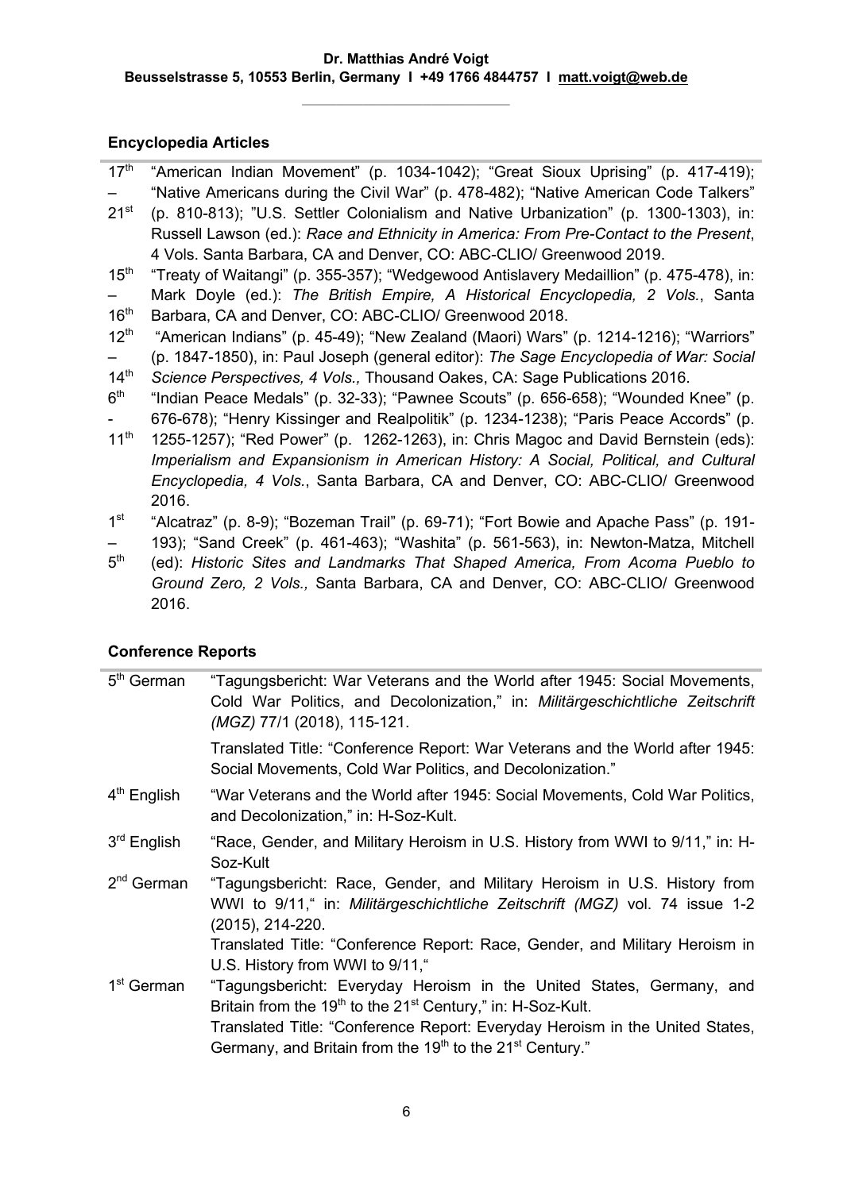## Encyclopedia Articles

| | |
|---|---|
| 17th – 21st | "American Indian Movement" (p. 1034-1042); "Great Sioux Uprising" (p. 417-419); "Native Americans during the Civil War" (p. 478-482); "Native American Code Talkers" (p. 810-813); "U.S. Settler Colonialism and Native Urbanization" (p. 1300-1303), in: Russell Lawson (ed.): *Race and Ethnicity in America: From Pre-Contact to the Present*, 4 Vols. Santa Barbara, CA and Denver, CO: ABC-CLIO/ Greenwood 2019. |
| 15th – 16th | "Treaty of Waitangi" (p. 355-357); "Wedgewood Antislavery Medaillion" (p. 475-478), in: Mark Doyle (ed.): *The British Empire, A Historical Encyclopedia, 2 Vols.*, Santa Barbara, CA and Denver, CO: ABC-CLIO/ Greenwood 2018. |
| 12th – 14th | "American Indians" (p. 45-49); "New Zealand (Maori) Wars" (p. 1214-1216); "Warriors" (p. 1847-1850), in: Paul Joseph (general editor): *The Sage Encyclopedia of War: Social Science Perspectives, 4 Vols.,* Thousand Oakes, CA: Sage Publications 2016. |
| 6th - 11th | "Indian Peace Medals" (p. 32-33); "Pawnee Scouts" (p. 656-658); "Wounded Knee" (p. 676-678); "Henry Kissinger and Realpolitik" (p. 1234-1238); "Paris Peace Accords" (p. 1255-1257); "Red Power" (p. 1262-1263), in: Chris Magoc and David Bernstein (eds): *Imperialism and Expansionism in American History: A Social, Political, and Cultural Encyclopedia, 4 Vols.*, Santa Barbara, CA and Denver, CO: ABC-CLIO/ Greenwood 2016. |
| 1st – 5th | "Alcatraz" (p. 8-9); "Bozeman Trail" (p. 69-71); "Fort Bowie and Apache Pass" (p. 191-193); "Sand Creek" (p. 461-463); "Washita" (p. 561-563), in: Newton-Matza, Mitchell (ed): *Historic Sites and Landmarks That Shaped America, From Acoma Pueblo to Ground Zero, 2 Vols.,* Santa Barbara, CA and Denver, CO: ABC-CLIO/ Greenwood 2016. |

## Conference Reports

| | |
|---|---|
| 5th German | "Tagungsbericht: War Veterans and the World after 1945: Social Movements, Cold War Politics, and Decolonization," in: *Militärgeschichtliche Zeitschrift (MGZ)* 77/1 (2018), 115-121.<br><br>Translated Title: "Conference Report: War Veterans and the World after 1945: Social Movements, Cold War Politics, and Decolonization." |
| 4th English | "War Veterans and the World after 1945: Social Movements, Cold War Politics, and Decolonization," in: H-Soz-Kult. |
| 3rd English | "Race, Gender, and Military Heroism in U.S. History from WWI to 9/11," in: H-Soz-Kult |
| 2nd German | "Tagungsbericht: Race, Gender, and Military Heroism in U.S. History from WWI to 9/11," in: *Militärgeschichtliche Zeitschrift (MGZ)* vol. 74 issue 1-2 (2015), 214-220.<br>Translated Title: "Conference Report: Race, Gender, and Military Heroism in U.S. History from WWI to 9/11," |
| 1st German | "Tagungsbericht: Everyday Heroism in the United States, Germany, and Britain from the 19th to the 21st Century," in: H-Soz-Kult.<br>Translated Title: "Conference Report: Everyday Heroism in the United States, Germany, and Britain from the 19th to the 21st Century." |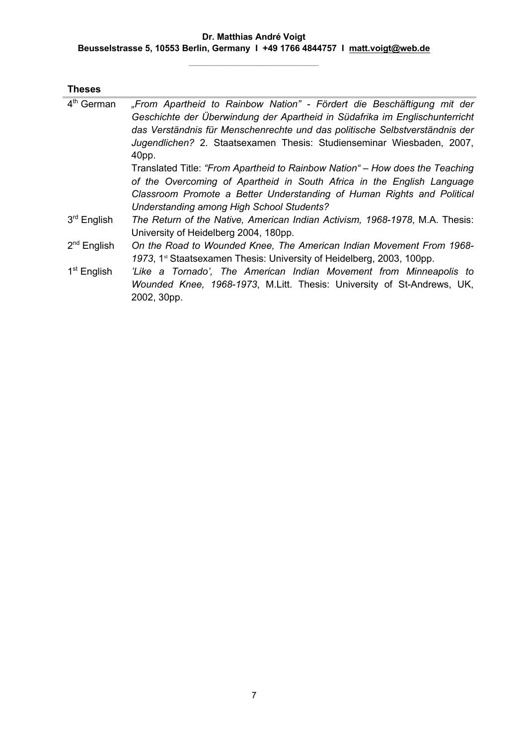## Theses

| | |
|---|---|
| 4th German | *„From Apartheid to Rainbow Nation" - Fördert die Beschäftigung mit der Geschichte der Überwindung der Apartheid in Südafrika im Englischunterricht das Verständnis für Menschenrechte und das politische Selbstverständnis der Jugendlichen?* 2. Staatsexamen Thesis: Studienseminar Wiesbaden, 2007, 40pp. Translated Title: *"From Apartheid to Rainbow Nation" – How does the Teaching of the Overcoming of Apartheid in South Africa in the English Language Classroom Promote a Better Understanding of Human Rights and Political Understanding among High School Students?* |
| 3rd English | *The Return of the Native, American Indian Activism, 1968-1978*, M.A. Thesis: University of Heidelberg 2004, 180pp. |
| 2nd English | *On the Road to Wounded Knee, The American Indian Movement From 1968-1973*, 1st Staatsexamen Thesis: University of Heidelberg, 2003, 100pp. |
| 1st English | *'Like a Tornado', The American Indian Movement from Minneapolis to Wounded Knee, 1968-1973*, M.Litt. Thesis: University of St-Andrews, UK, 2002, 30pp. |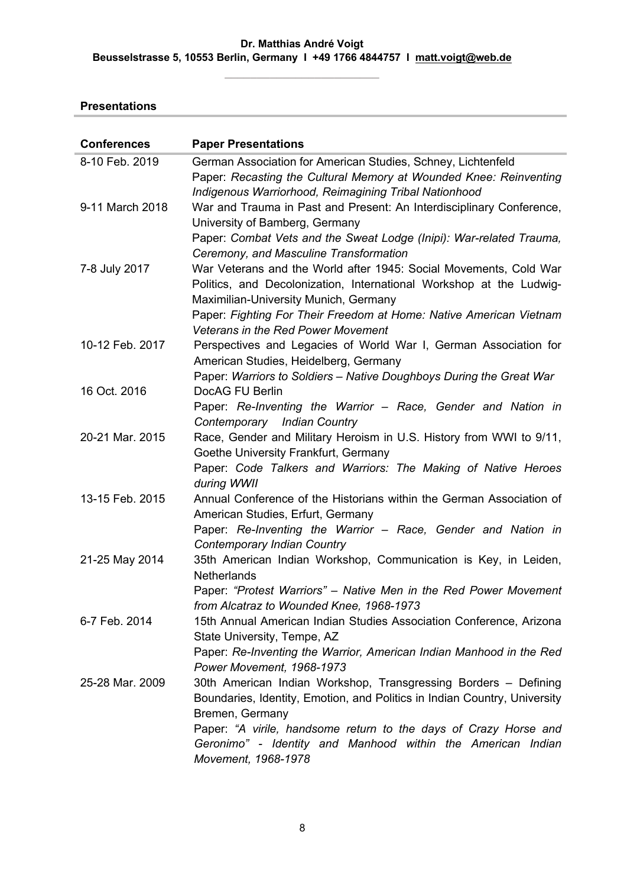**Dr. Matthias André Voigt**
**Beusselstrasse 5, 10553 Berlin, Germany I +49 1766 4844757 I matt.voigt@web.de**

## Presentations

| Conferences | Paper Presentations |
|---|---|
| 8-10 Feb. 2019 | German Association for American Studies, Schney, Lichtenfeld<br>Paper: *Recasting the Cultural Memory at Wounded Knee: Reinventing Indigenous Warriorhood, Reimagining Tribal Nationhood* |
| 9-11 March 2018 | War and Trauma in Past and Present: An Interdisciplinary Conference, University of Bamberg, Germany<br>Paper: *Combat Vets and the Sweat Lodge (Inipi): War-related Trauma, Ceremony, and Masculine Transformation* |
| 7-8 July 2017 | War Veterans and the World after 1945: Social Movements, Cold War Politics, and Decolonization, International Workshop at the Ludwig-Maximilian-University Munich, Germany<br>Paper: *Fighting For Their Freedom at Home: Native American Vietnam Veterans in the Red Power Movement* |
| 10-12 Feb. 2017 | Perspectives and Legacies of World War I, German Association for American Studies, Heidelberg, Germany<br>Paper: *Warriors to Soldiers – Native Doughboys During the Great War* |
| 16 Oct. 2016 | DocAG FU Berlin<br>Paper: *Re-Inventing the Warrior – Race, Gender and Nation in Contemporary Indian Country* |
| 20-21 Mar. 2015 | Race, Gender and Military Heroism in U.S. History from WWI to 9/11, Goethe University Frankfurt, Germany<br>Paper: *Code Talkers and Warriors: The Making of Native Heroes during WWII* |
| 13-15 Feb. 2015 | Annual Conference of the Historians within the German Association of American Studies, Erfurt, Germany<br>Paper: *Re-Inventing the Warrior – Race, Gender and Nation in Contemporary Indian Country* |
| 21-25 May 2014 | 35th American Indian Workshop, Communication is Key, in Leiden, Netherlands<br>Paper: *"Protest Warriors" – Native Men in the Red Power Movement from Alcatraz to Wounded Knee, 1968-1973* |
| 6-7 Feb. 2014 | 15th Annual American Indian Studies Association Conference, Arizona State University, Tempe, AZ<br>Paper: *Re-Inventing the Warrior, American Indian Manhood in the Red Power Movement, 1968-1973* |
| 25-28 Mar. 2009 | 30th American Indian Workshop, Transgressing Borders – Defining Boundaries, Identity, Emotion, and Politics in Indian Country, University Bremen, Germany<br>Paper: *"A virile, handsome return to the days of Crazy Horse and Geronimo" - Identity and Manhood within the American Indian Movement, 1968-1978* |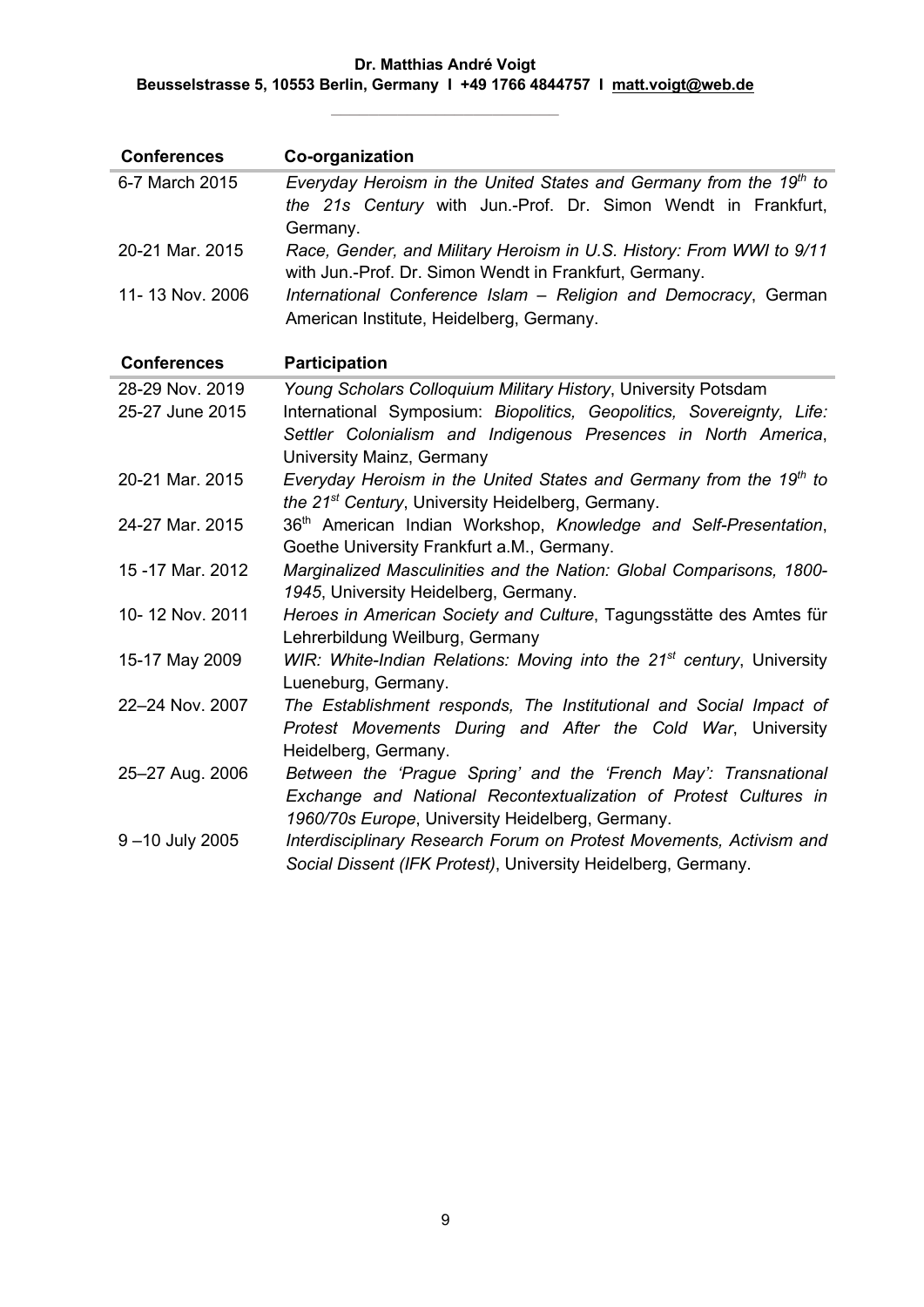**Dr. Matthias André Voigt**
**Beusselstrasse 5, 10553 Berlin, Germany I +49 1766 4844757 I matt.voigt@web.de**

| **Conferences** | **Co-organization** |
|---|---|
| 6-7 March 2015 | *Everyday Heroism in the United States and Germany from the 19th to the 21s Century* with Jun.-Prof. Dr. Simon Wendt in Frankfurt, Germany. |
| 20-21 Mar. 2015 | *Race, Gender, and Military Heroism in U.S. History: From WWI to 9/11* with Jun.-Prof. Dr. Simon Wendt in Frankfurt, Germany. |
| 11- 13 Nov. 2006 | *International Conference Islam – Religion and Democracy*, German American Institute, Heidelberg, Germany. |

| **Conferences** | **Participation** |
|---|---|
| 28-29 Nov. 2019 | *Young Scholars Colloquium Military History*, University Potsdam |
| 25-27 June 2015 | International Symposium: *Biopolitics, Geopolitics, Sovereignty, Life: Settler Colonialism and Indigenous Presences in North America*, University Mainz, Germany |
| 20-21 Mar. 2015 | *Everyday Heroism in the United States and Germany from the 19th to the 21st Century*, University Heidelberg, Germany. |
| 24-27 Mar. 2015 | 36th American Indian Workshop, *Knowledge and Self-Presentation*, Goethe University Frankfurt a.M., Germany. |
| 15 -17 Mar. 2012 | *Marginalized Masculinities and the Nation: Global Comparisons, 1800-1945*, University Heidelberg, Germany. |
| 10- 12 Nov. 2011 | *Heroes in American Society and Culture*, Tagungsstätte des Amtes für Lehrerbildung Weilburg, Germany |
| 15-17 May 2009 | *WIR: White-Indian Relations: Moving into the 21st century*, University Lueneburg, Germany. |
| 22–24 Nov. 2007 | *The Establishment responds, The Institutional and Social Impact of Protest Movements During and After the Cold War*, University Heidelberg, Germany. |
| 25–27 Aug. 2006 | *Between the 'Prague Spring' and the 'French May': Transnational Exchange and National Recontextualization of Protest Cultures in 1960/70s Europe*, University Heidelberg, Germany. |
| 9 –10 July 2005 | *Interdisciplinary Research Forum on Protest Movements, Activism and Social Dissent (IFK Protest)*, University Heidelberg, Germany. |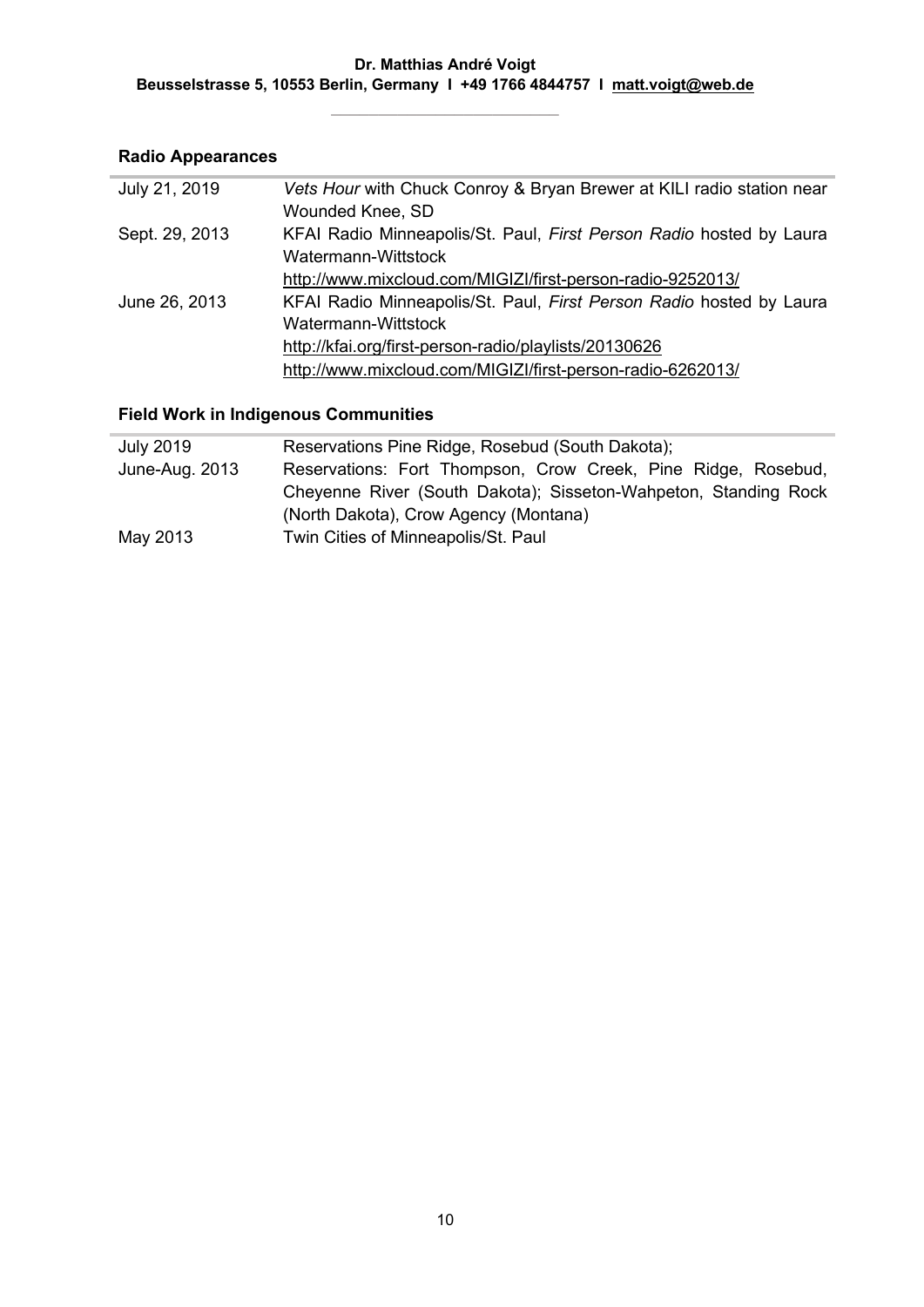## Radio Appearances

| | |
|---|---|
| July 21, 2019 | *Vets Hour* with Chuck Conroy & Bryan Brewer at KILI radio station near Wounded Knee, SD |
| Sept. 29, 2013 | KFAI Radio Minneapolis/St. Paul, *First Person Radio* hosted by Laura Watermann-Wittstock<br>http://www.mixcloud.com/MIGIZI/first-person-radio-9252013/ |
| June 26, 2013 | KFAI Radio Minneapolis/St. Paul, *First Person Radio* hosted by Laura Watermann-Wittstock<br>http://kfai.org/first-person-radio/playlists/20130626<br>http://www.mixcloud.com/MIGIZI/first-person-radio-6262013/ |

## Field Work in Indigenous Communities

| | |
|---|---|
| July 2019 | Reservations Pine Ridge, Rosebud (South Dakota); |
| June-Aug. 2013 | Reservations: Fort Thompson, Crow Creek, Pine Ridge, Rosebud, Cheyenne River (South Dakota); Sisseton-Wahpeton, Standing Rock (North Dakota), Crow Agency (Montana) |
| May 2013 | Twin Cities of Minneapolis/St. Paul |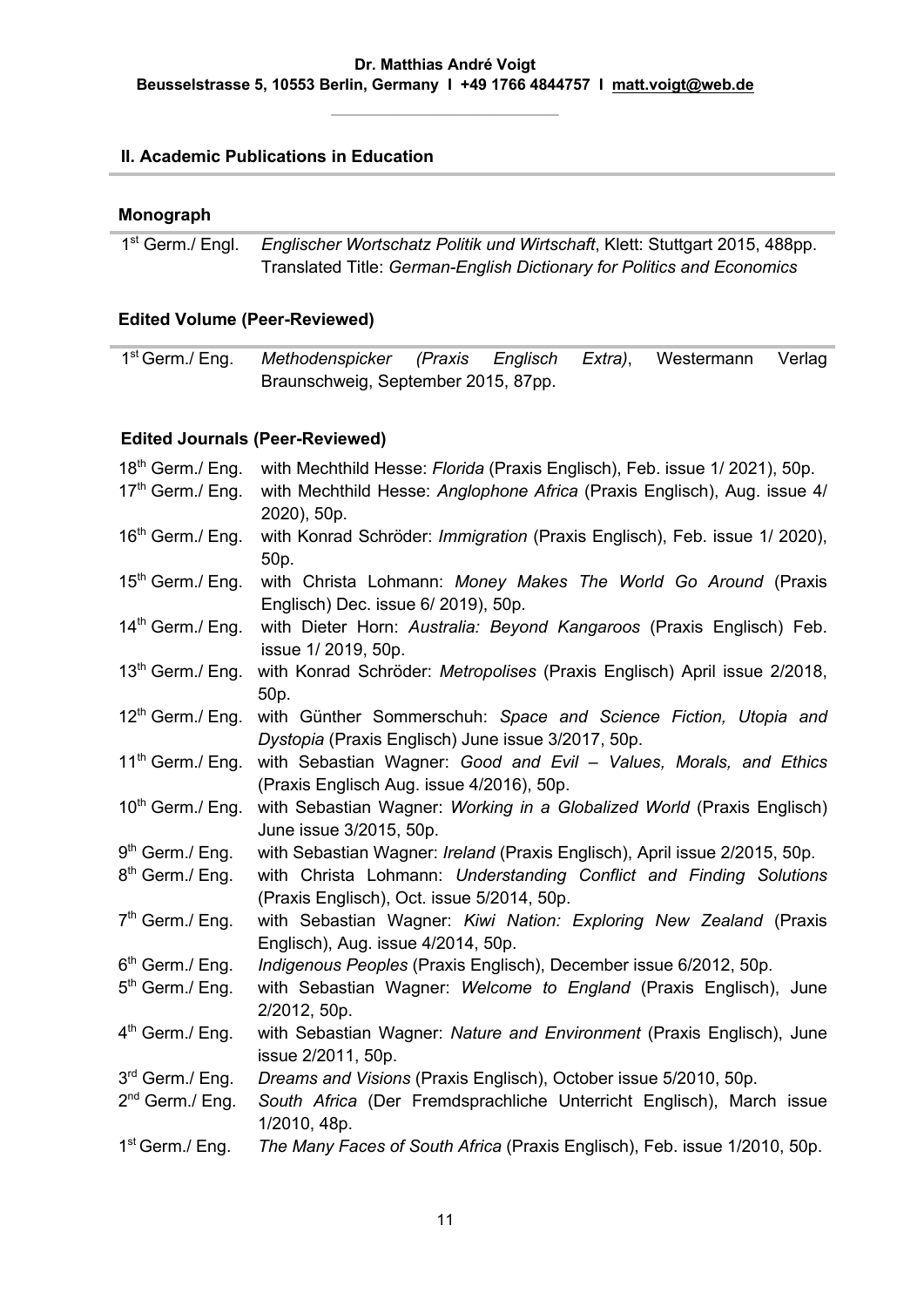## II. Academic Publications in Education

### Monograph

1st Germ./ Engl. *Englischer Wortschatz Politik und Wirtschaft*, Klett: Stuttgart 2015, 488pp.
Translated Title: *German-English Dictionary for Politics and Economics*

### Edited Volume (Peer-Reviewed)

1st Germ./ Eng. *Methodenspicker (Praxis Englisch Extra)*, Westermann Verlag Braunschweig, September 2015, 87pp.

### Edited Journals (Peer-Reviewed)

- 18th Germ./ Eng. with Mechthild Hesse: *Florida* (Praxis Englisch), Feb. issue 1/ 2021), 50p.
- 17th Germ./ Eng. with Mechthild Hesse: *Anglophone Africa* (Praxis Englisch), Aug. issue 4/ 2020), 50p.
- 16th Germ./ Eng. with Konrad Schröder: *Immigration* (Praxis Englisch), Feb. issue 1/ 2020), 50p.
- 15th Germ./ Eng. with Christa Lohmann: *Money Makes The World Go Around* (Praxis Englisch) Dec. issue 6/ 2019), 50p.
- 14th Germ./ Eng. with Dieter Horn: *Australia: Beyond Kangaroos* (Praxis Englisch) Feb. issue 1/ 2019, 50p.
- 13th Germ./ Eng. with Konrad Schröder: *Metropolises* (Praxis Englisch) April issue 2/2018, 50p.
- 12th Germ./ Eng. with Günther Sommerschuh: *Space and Science Fiction, Utopia and Dystopia* (Praxis Englisch) June issue 3/2017, 50p.
- 11th Germ./ Eng. with Sebastian Wagner: *Good and Evil – Values, Morals, and Ethics* (Praxis Englisch Aug. issue 4/2016), 50p.
- 10th Germ./ Eng. with Sebastian Wagner: *Working in a Globalized World* (Praxis Englisch) June issue 3/2015, 50p.
- 9th Germ./ Eng. with Sebastian Wagner: *Ireland* (Praxis Englisch), April issue 2/2015, 50p.
- 8th Germ./ Eng. with Christa Lohmann: *Understanding Conflict and Finding Solutions* (Praxis Englisch), Oct. issue 5/2014, 50p.
- 7th Germ./ Eng. with Sebastian Wagner: *Kiwi Nation: Exploring New Zealand* (Praxis Englisch), Aug. issue 4/2014, 50p.
- 6th Germ./ Eng. *Indigenous Peoples* (Praxis Englisch), December issue 6/2012, 50p.
- 5th Germ./ Eng. with Sebastian Wagner: *Welcome to England* (Praxis Englisch), June 2/2012, 50p.
- 4th Germ./ Eng. with Sebastian Wagner: *Nature and Environment* (Praxis Englisch), June issue 2/2011, 50p.
- 3rd Germ./ Eng. *Dreams and Visions* (Praxis Englisch), October issue 5/2010, 50p.
- 2nd Germ./ Eng. *South Africa* (Der Fremdsprachliche Unterricht Englisch), March issue 1/2010, 48p.
- 1st Germ./ Eng. *The Many Faces of South Africa* (Praxis Englisch), Feb. issue 1/2010, 50p.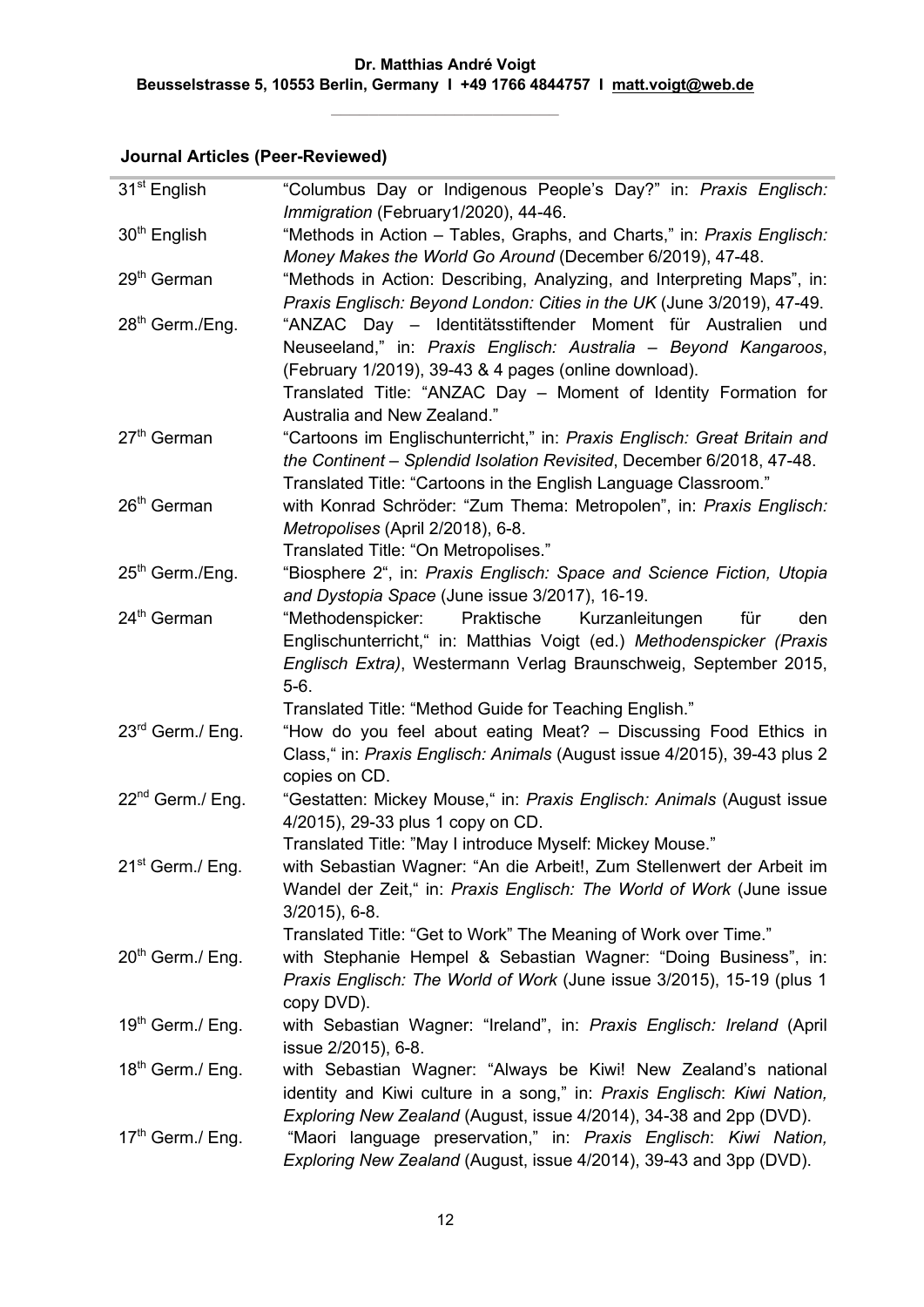**Dr. Matthias André Voigt**
**Beusselstrasse 5, 10553 Berlin, Germany I +49 1766 4844757 I matt.voigt@web.de**

### Journal Articles (Peer-Reviewed)

| | |
|---|---|
| 31st English | "Columbus Day or Indigenous People's Day?" in: *Praxis Englisch: Immigration* (February1/2020), 44-46. |
| 30th English | "Methods in Action – Tables, Graphs, and Charts," in: *Praxis Englisch: Money Makes the World Go Around* (December 6/2019), 47-48. |
| 29th German | "Methods in Action: Describing, Analyzing, and Interpreting Maps", in: *Praxis Englisch: Beyond London: Cities in the UK* (June 3/2019), 47-49. |
| 28th Germ./Eng. | "ANZAC Day – Identitätsstiftender Moment für Australien und Neuseeland," in: *Praxis Englisch: Australia – Beyond Kangaroos*, (February 1/2019), 39-43 & 4 pages (online download). Translated Title: "ANZAC Day – Moment of Identity Formation for Australia and New Zealand." |
| 27th German | "Cartoons im Englischunterricht," in: *Praxis Englisch: Great Britain and the Continent – Splendid Isolation Revisited*, December 6/2018, 47-48. Translated Title: "Cartoons in the English Language Classroom." |
| 26th German | with Konrad Schröder: "Zum Thema: Metropolen", in: *Praxis Englisch: Metropolises* (April 2/2018), 6-8. Translated Title: "On Metropolises." |
| 25th Germ./Eng. | "Biosphere 2", in: *Praxis Englisch: Space and Science Fiction, Utopia and Dystopia Space* (June issue 3/2017), 16-19. |
| 24th German | "Methodenspicker: Praktische Kurzanleitungen für den Englischunterricht," in: Matthias Voigt (ed.) *Methodenspicker (Praxis Englisch Extra)*, Westermann Verlag Braunschweig, September 2015, 5-6. Translated Title: "Method Guide for Teaching English." |
| 23rd Germ./ Eng. | "How do you feel about eating Meat? – Discussing Food Ethics in Class," in: *Praxis Englisch: Animals* (August issue 4/2015), 39-43 plus 2 copies on CD. |
| 22nd Germ./ Eng. | "Gestatten: Mickey Mouse," in: *Praxis Englisch: Animals* (August issue 4/2015), 29-33 plus 1 copy on CD. Translated Title: "May I introduce Myself: Mickey Mouse." |
| 21st Germ./ Eng. | with Sebastian Wagner: "An die Arbeit!, Zum Stellenwert der Arbeit im Wandel der Zeit," in: *Praxis Englisch: The World of Work* (June issue 3/2015), 6-8. Translated Title: "Get to Work" The Meaning of Work over Time." |
| 20th Germ./ Eng. | with Stephanie Hempel & Sebastian Wagner: "Doing Business", in: *Praxis Englisch: The World of Work* (June issue 3/2015), 15-19 (plus 1 copy DVD). |
| 19th Germ./ Eng. | with Sebastian Wagner: "Ireland", in: *Praxis Englisch: Ireland* (April issue 2/2015), 6-8. |
| 18th Germ./ Eng. | with Sebastian Wagner: "Always be Kiwi! New Zealand's national identity and Kiwi culture in a song," in: *Praxis Englisch*: *Kiwi Nation, Exploring New Zealand* (August, issue 4/2014), 34-38 and 2pp (DVD). |
| 17th Germ./ Eng. | "Maori language preservation," in: *Praxis Englisch*: *Kiwi Nation, Exploring New Zealand* (August, issue 4/2014), 39-43 and 3pp (DVD). |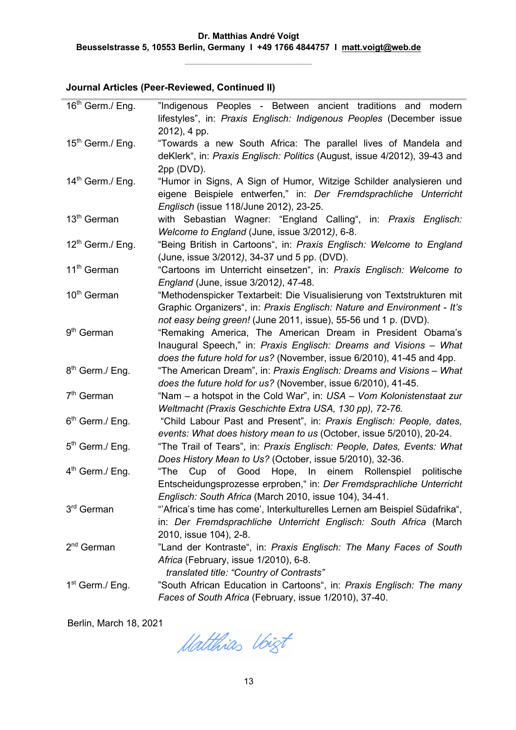Dr. Matthias André Voigt
Beusselstrasse 5, 10553 Berlin, Germany I +49 1766 4844757 I matt.voigt@web.de

**Journal Articles (Peer-Reviewed, Continued II)**

| | |
|---|---|
| 16th Germ./ Eng. | "Indigenous Peoples - Between ancient traditions and modern lifestyles", in: *Praxis Englisch: Indigenous Peoples* (December issue 2012), 4 pp. |
| 15th Germ./ Eng. | "Towards a new South Africa: The parallel lives of Mandela and deKlerk", in: *Praxis Englisch: Politics* (August, issue 4/2012), 39-43 and 2pp (DVD). |
| 14th Germ./ Eng. | "Humor in Signs, A Sign of Humor, Witzige Schilder analysieren und eigene Beispiele entwerfen," in: *Der Fremdsprachliche Unterricht Englisch* (issue 118/June 2012), 23-25. |
| 13th German | with Sebastian Wagner: "England Calling", in: *Praxis Englisch: Welcome to England* (June, issue 3/2012), 6-8. |
| 12th Germ./ Eng. | "Being British in Cartoons", in: *Praxis Englisch: Welcome to England* (June, issue 3/2012), 34-37 und 5 pp. (DVD). |
| 11th German | "Cartoons im Unterricht einsetzen", in: *Praxis Englisch: Welcome to England* (June, issue 3/2012), 47-48. |
| 10th German | "Methodenspicker Textarbeit: Die Visualisierung von Textstrukturen mit Graphic Organizers", in: *Praxis Englisch: Nature and Environment - It's not easy being green!* (June 2011, issue), 55-56 und 1 p. (DVD). |
| 9th German | "Remaking America, The American Dream in President Obama's Inaugural Speech," in: *Praxis Englisch: Dreams and Visions – What does the future hold for us?* (November, issue 6/2010), 41-45 and 4pp. |
| 8th Germ./ Eng. | "The American Dream", in: *Praxis Englisch: Dreams and Visions – What does the future hold for us?* (November, issue 6/2010), 41-45. |
| 7th German | "Nam – a hotspot in the Cold War", in: *USA – Vom Kolonistenstaat zur Weltmacht (Praxis Geschichte Extra USA, 130 pp), 72-76.* |
| 6th Germ./ Eng. | "Child Labour Past and Present", in: *Praxis Englisch: People, dates, events: What does history mean to us* (October, issue 5/2010), 20-24. |
| 5th Germ./ Eng. | "The Trail of Tears", in: *Praxis Englisch: People, Dates, Events: What Does History Mean to Us?* (October, issue 5/2010), 32-36. |
| 4th Germ./ Eng. | "The Cup of Good Hope, In einem Rollenspiel politische Entscheidungsprozesse erproben," in: *Der Fremdsprachliche Unterricht Englisch: South Africa* (March 2010, issue 104), 34-41. |
| 3rd German | "'Africa's time has come', Interkulturelles Lernen am Beispiel Südafrika", in: *Der Fremdsprachliche Unterricht Englisch: South Africa* (March 2010, issue 104), 2-8. |
| 2nd German | "Land der Kontraste", in: *Praxis Englisch: The Many Faces of South Africa* (February, issue 1/2010), 6-8. *translated title: "Country of Contrasts"* |
| 1st Germ./ Eng. | "South African Education in Cartoons", in: *Praxis Englisch: The many Faces of South Africa* (February, issue 1/2010), 37-40. |

Berlin, March 18, 2021

Matthias Voigt